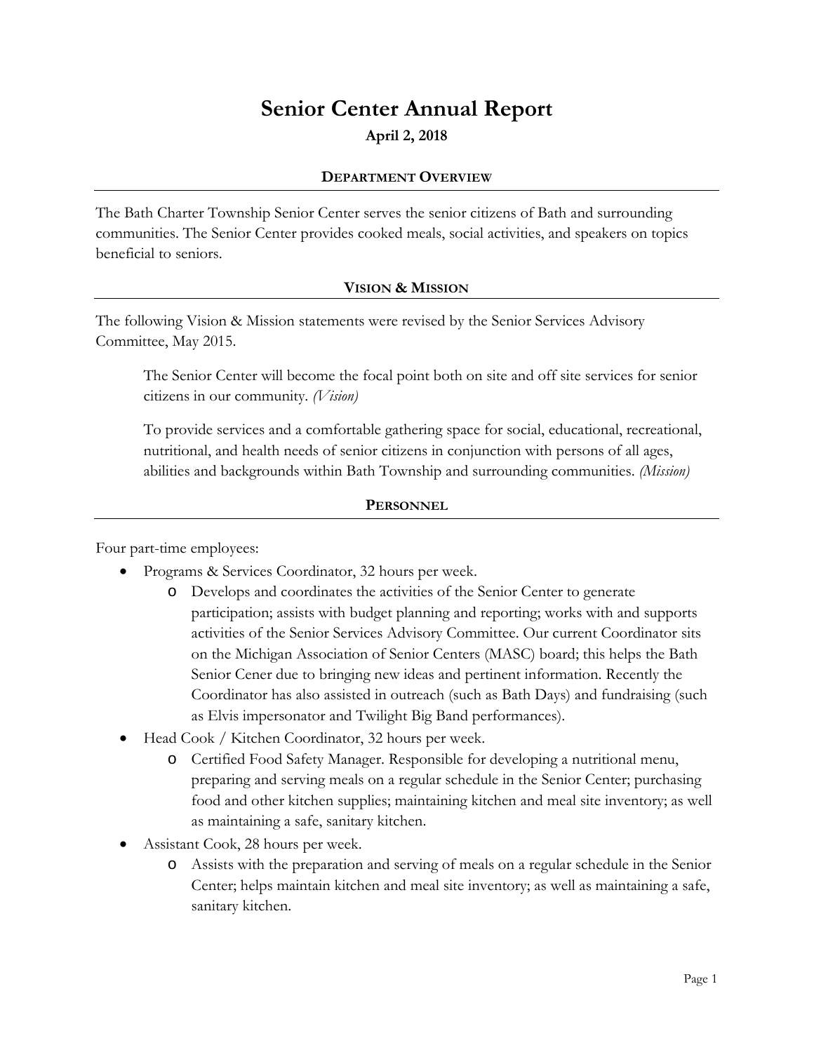# Senior Center Annual Report

**April 2, 2018**

## Department Overview

The Bath Charter Township Senior Center serves the senior citizens of Bath and surrounding communities. The Senior Center provides cooked meals, social activities, and speakers on topics beneficial to seniors.

## Vision & Mission

The following Vision & Mission statements were revised by the Senior Services Advisory Committee, May 2015.

> The Senior Center will become the focal point both on site and off site services for senior citizens in our community. *(Vision)*
>
> To provide services and a comfortable gathering space for social, educational, recreational, nutritional, and health needs of senior citizens in conjunction with persons of all ages, abilities and backgrounds within Bath Township and surrounding communities. *(Mission)*

## Personnel

Four part-time employees:

- Programs & Services Coordinator, 32 hours per week.
  - Develops and coordinates the activities of the Senior Center to generate participation; assists with budget planning and reporting; works with and supports activities of the Senior Services Advisory Committee. Our current Coordinator sits on the Michigan Association of Senior Centers (MASC) board; this helps the Bath Senior Cener due to bringing new ideas and pertinent information. Recently the Coordinator has also assisted in outreach (such as Bath Days) and fundraising (such as Elvis impersonator and Twilight Big Band performances).
- Head Cook / Kitchen Coordinator, 32 hours per week.
  - Certified Food Safety Manager. Responsible for developing a nutritional menu, preparing and serving meals on a regular schedule in the Senior Center; purchasing food and other kitchen supplies; maintaining kitchen and meal site inventory; as well as maintaining a safe, sanitary kitchen.
- Assistant Cook, 28 hours per week.
  - Assists with the preparation and serving of meals on a regular schedule in the Senior Center; helps maintain kitchen and meal site inventory; as well as maintaining a safe, sanitary kitchen.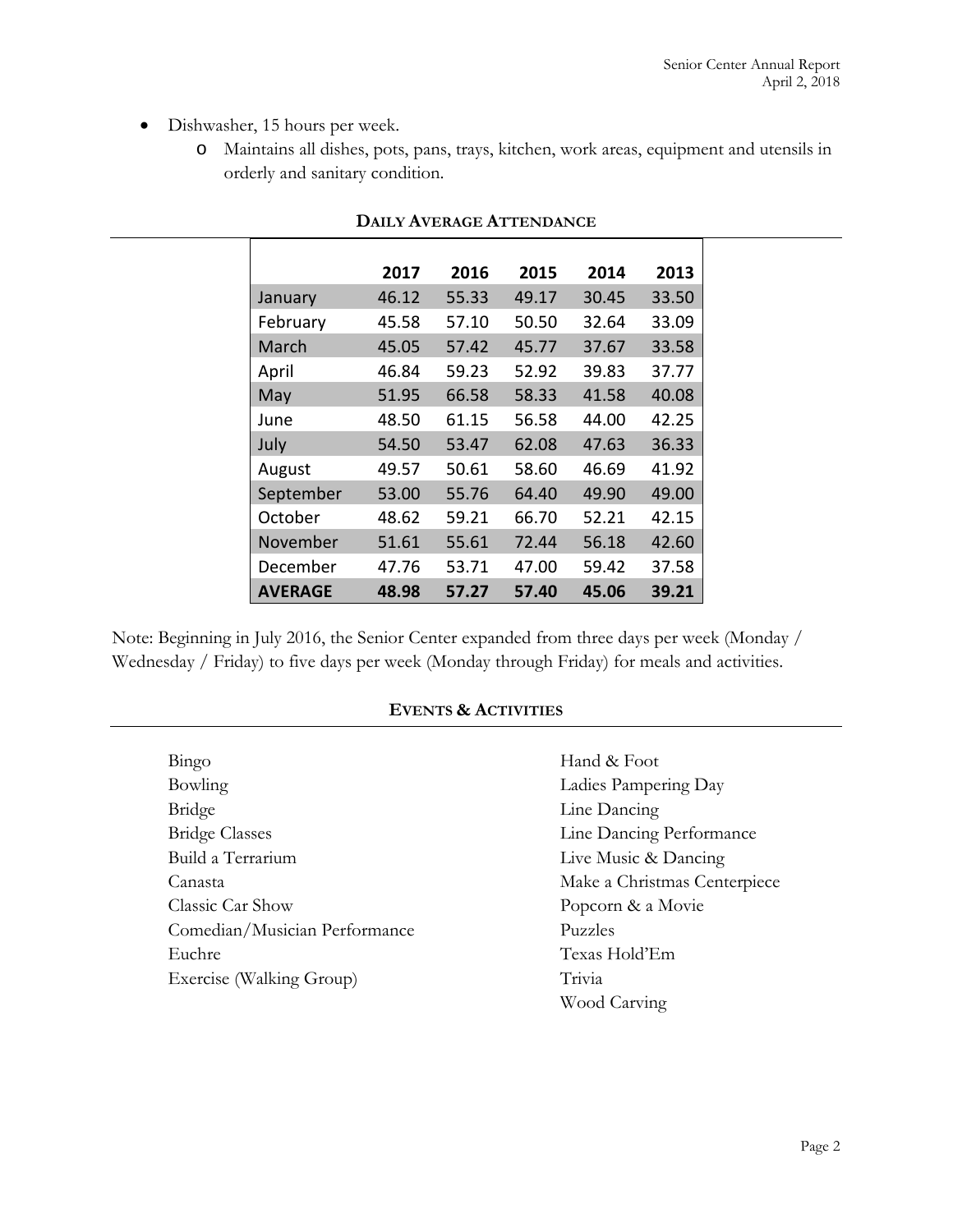- Dishwasher, 15 hours per week.
    - Maintains all dishes, pots, pans, trays, kitchen, work areas, equipment and utensils in orderly and sanitary condition.

## Daily Average Attendance

| | 2017 | 2016 | 2015 | 2014 | 2013 |
|---|---|---|---|---|---|
| January | 46.12 | 55.33 | 49.17 | 30.45 | 33.50 |
| February | 45.58 | 57.10 | 50.50 | 32.64 | 33.09 |
| March | 45.05 | 57.42 | 45.77 | 37.67 | 33.58 |
| April | 46.84 | 59.23 | 52.92 | 39.83 | 37.77 |
| May | 51.95 | 66.58 | 58.33 | 41.58 | 40.08 |
| June | 48.50 | 61.15 | 56.58 | 44.00 | 42.25 |
| July | 54.50 | 53.47 | 62.08 | 47.63 | 36.33 |
| August | 49.57 | 50.61 | 58.60 | 46.69 | 41.92 |
| September | 53.00 | 55.76 | 64.40 | 49.90 | 49.00 |
| October | 48.62 | 59.21 | 66.70 | 52.21 | 42.15 |
| November | 51.61 | 55.61 | 72.44 | 56.18 | 42.60 |
| December | 47.76 | 53.71 | 47.00 | 59.42 | 37.58 |
| **AVERAGE** | **48.98** | **57.27** | **57.40** | **45.06** | **39.21** |

Note: Beginning in July 2016, the Senior Center expanded from three days per week (Monday / Wednesday / Friday) to five days per week (Monday through Friday) for meals and activities.

## Events & Activities

- Bingo
- Bowling
- Bridge
- Bridge Classes
- Build a Terrarium
- Canasta
- Classic Car Show
- Comedian/Musician Performance
- Euchre
- Exercise (Walking Group)
- Hand & Foot
- Ladies Pampering Day
- Line Dancing
- Line Dancing Performance
- Live Music & Dancing
- Make a Christmas Centerpiece
- Popcorn & a Movie
- Puzzles
- Texas Hold'Em
- Trivia
- Wood Carving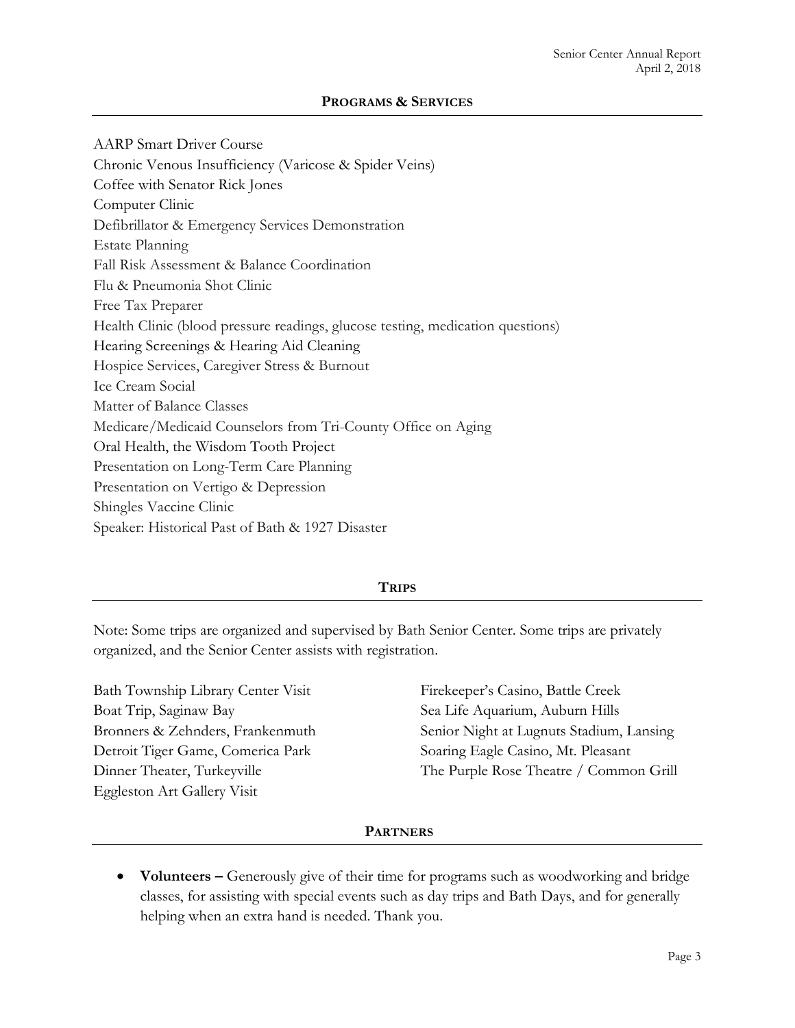## PROGRAMS & SERVICES

AARP Smart Driver Course
Chronic Venous Insufficiency (Varicose & Spider Veins)
Coffee with Senator Rick Jones
Computer Clinic
Defibrillator & Emergency Services Demonstration
Estate Planning
Fall Risk Assessment & Balance Coordination
Flu & Pneumonia Shot Clinic
Free Tax Preparer
Health Clinic (blood pressure readings, glucose testing, medication questions)
Hearing Screenings & Hearing Aid Cleaning
Hospice Services, Caregiver Stress & Burnout
Ice Cream Social
Matter of Balance Classes
Medicare/Medicaid Counselors from Tri-County Office on Aging
Oral Health, the Wisdom Tooth Project
Presentation on Long-Term Care Planning
Presentation on Vertigo & Depression
Shingles Vaccine Clinic
Speaker: Historical Past of Bath & 1927 Disaster

## TRIPS

Note: Some trips are organized and supervised by Bath Senior Center. Some trips are privately organized, and the Senior Center assists with registration.

Bath Township Library Center Visit
Boat Trip, Saginaw Bay
Bronners & Zehnders, Frankenmuth
Detroit Tiger Game, Comerica Park
Dinner Theater, Turkeyville
Eggleston Art Gallery Visit
Firekeeper's Casino, Battle Creek
Sea Life Aquarium, Auburn Hills
Senior Night at Lugnuts Stadium, Lansing
Soaring Eagle Casino, Mt. Pleasant
The Purple Rose Theatre / Common Grill

## PARTNERS

- **Volunteers –** Generously give of their time for programs such as woodworking and bridge classes, for assisting with special events such as day trips and Bath Days, and for generally helping when an extra hand is needed. Thank you.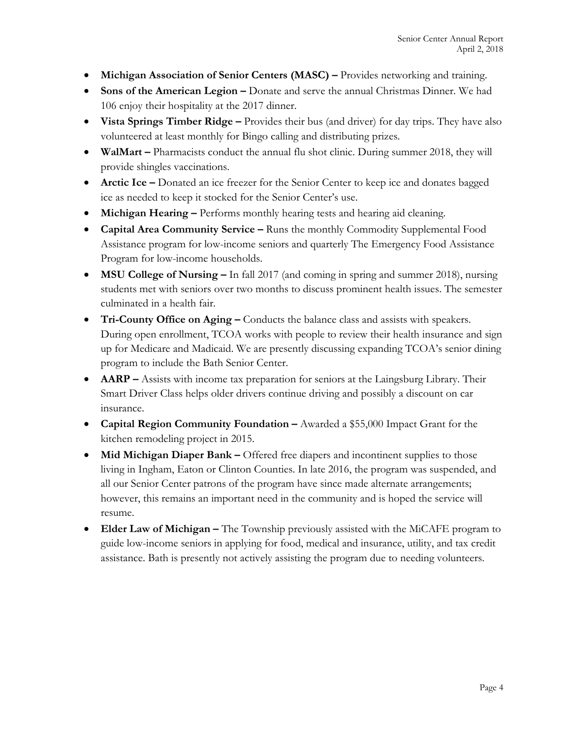- **Michigan Association of Senior Centers (MASC) –** Provides networking and training.
- **Sons of the American Legion –** Donate and serve the annual Christmas Dinner. We had 106 enjoy their hospitality at the 2017 dinner.
- **Vista Springs Timber Ridge –** Provides their bus (and driver) for day trips. They have also volunteered at least monthly for Bingo calling and distributing prizes.
- **WalMart –** Pharmacists conduct the annual flu shot clinic. During summer 2018, they will provide shingles vaccinations.
- **Arctic Ice –** Donated an ice freezer for the Senior Center to keep ice and donates bagged ice as needed to keep it stocked for the Senior Center's use.
- **Michigan Hearing –** Performs monthly hearing tests and hearing aid cleaning.
- **Capital Area Community Service –** Runs the monthly Commodity Supplemental Food Assistance program for low-income seniors and quarterly The Emergency Food Assistance Program for low-income households.
- **MSU College of Nursing –** In fall 2017 (and coming in spring and summer 2018), nursing students met with seniors over two months to discuss prominent health issues. The semester culminated in a health fair.
- **Tri-County Office on Aging –** Conducts the balance class and assists with speakers. During open enrollment, TCOA works with people to review their health insurance and sign up for Medicare and Madicaid. We are presently discussing expanding TCOA's senior dining program to include the Bath Senior Center.
- **AARP –** Assists with income tax preparation for seniors at the Laingsburg Library. Their Smart Driver Class helps older drivers continue driving and possibly a discount on car insurance.
- **Capital Region Community Foundation –** Awarded a $55,000 Impact Grant for the kitchen remodeling project in 2015.
- **Mid Michigan Diaper Bank –** Offered free diapers and incontinent supplies to those living in Ingham, Eaton or Clinton Counties. In late 2016, the program was suspended, and all our Senior Center patrons of the program have since made alternate arrangements; however, this remains an important need in the community and is hoped the service will resume.
- **Elder Law of Michigan –** The Township previously assisted with the MiCAFE program to guide low-income seniors in applying for food, medical and insurance, utility, and tax credit assistance. Bath is presently not actively assisting the program due to needing volunteers.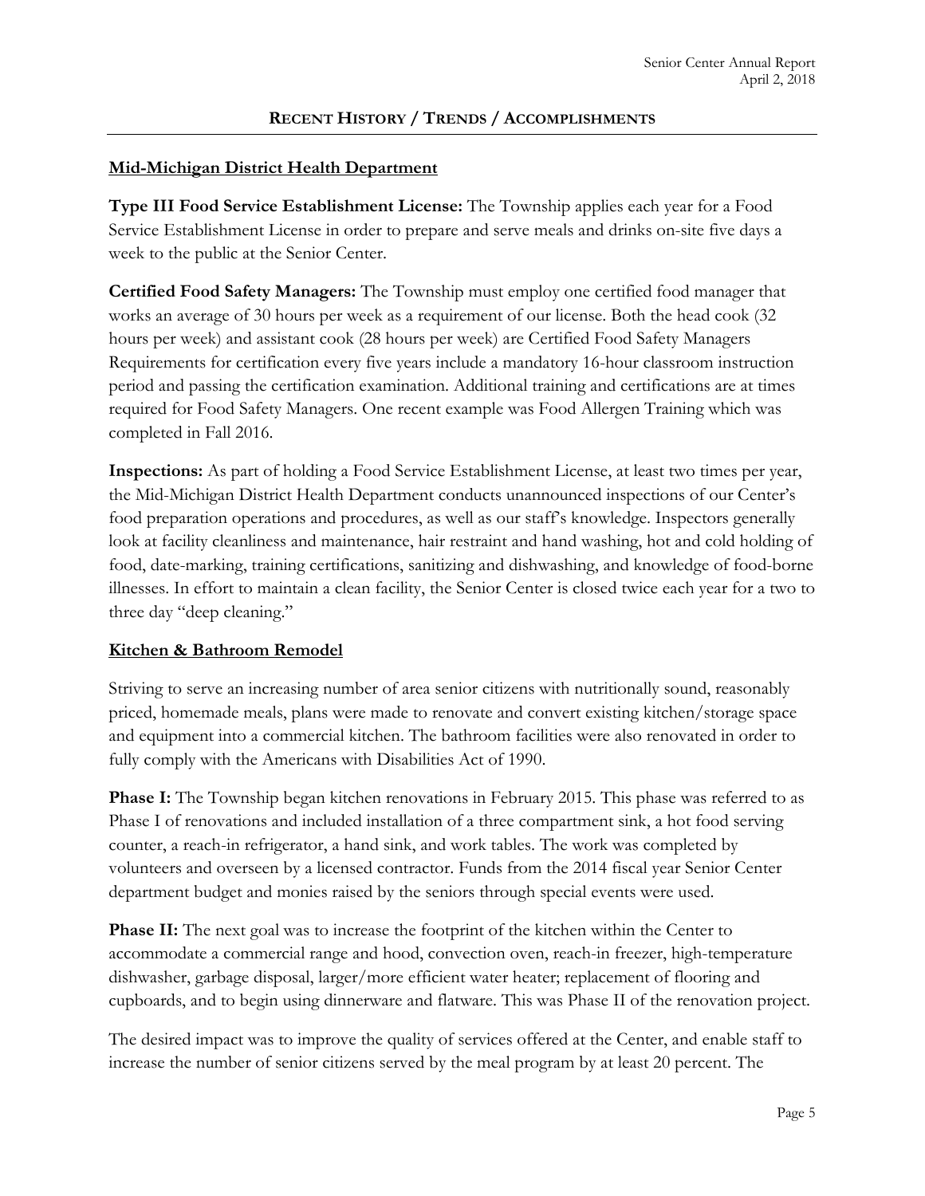## Recent History / Trends / Accomplishments

### Mid-Michigan District Health Department

**Type III Food Service Establishment License:** The Township applies each year for a Food Service Establishment License in order to prepare and serve meals and drinks on-site five days a week to the public at the Senior Center.

**Certified Food Safety Managers:** The Township must employ one certified food manager that works an average of 30 hours per week as a requirement of our license. Both the head cook (32 hours per week) and assistant cook (28 hours per week) are Certified Food Safety Managers Requirements for certification every five years include a mandatory 16-hour classroom instruction period and passing the certification examination. Additional training and certifications are at times required for Food Safety Managers. One recent example was Food Allergen Training which was completed in Fall 2016.

**Inspections:** As part of holding a Food Service Establishment License, at least two times per year, the Mid-Michigan District Health Department conducts unannounced inspections of our Center's food preparation operations and procedures, as well as our staff's knowledge. Inspectors generally look at facility cleanliness and maintenance, hair restraint and hand washing, hot and cold holding of food, date-marking, training certifications, sanitizing and dishwashing, and knowledge of food-borne illnesses. In effort to maintain a clean facility, the Senior Center is closed twice each year for a two to three day "deep cleaning."

### Kitchen & Bathroom Remodel

Striving to serve an increasing number of area senior citizens with nutritionally sound, reasonably priced, homemade meals, plans were made to renovate and convert existing kitchen/storage space and equipment into a commercial kitchen. The bathroom facilities were also renovated in order to fully comply with the Americans with Disabilities Act of 1990.

**Phase I:** The Township began kitchen renovations in February 2015. This phase was referred to as Phase I of renovations and included installation of a three compartment sink, a hot food serving counter, a reach-in refrigerator, a hand sink, and work tables. The work was completed by volunteers and overseen by a licensed contractor. Funds from the 2014 fiscal year Senior Center department budget and monies raised by the seniors through special events were used.

**Phase II:** The next goal was to increase the footprint of the kitchen within the Center to accommodate a commercial range and hood, convection oven, reach-in freezer, high-temperature dishwasher, garbage disposal, larger/more efficient water heater; replacement of flooring and cupboards, and to begin using dinnerware and flatware. This was Phase II of the renovation project.

The desired impact was to improve the quality of services offered at the Center, and enable staff to increase the number of senior citizens served by the meal program by at least 20 percent. The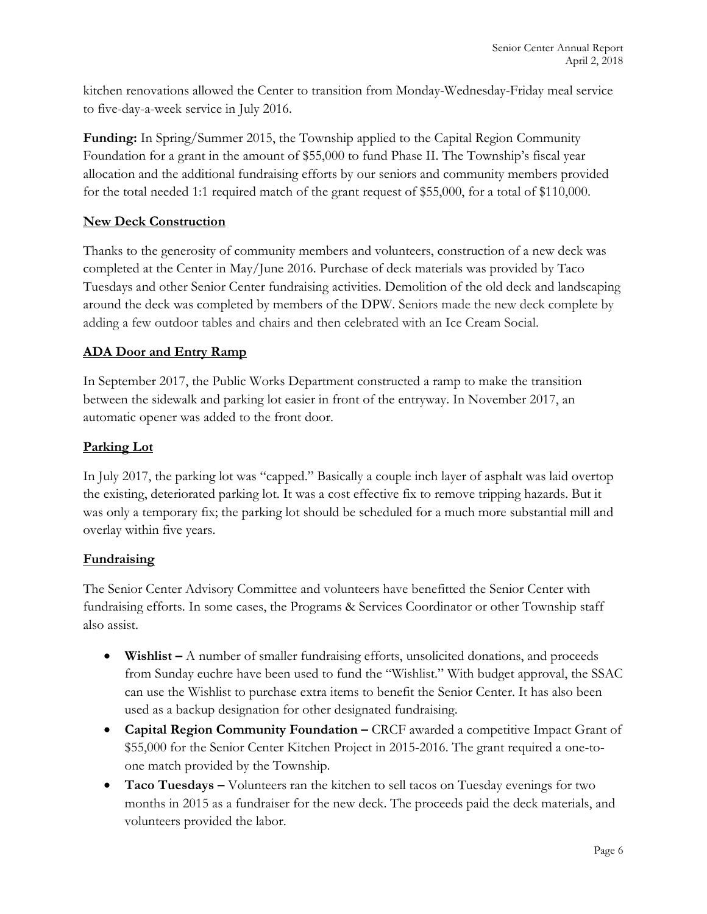kitchen renovations allowed the Center to transition from Monday-Wednesday-Friday meal service to five-day-a-week service in July 2016.

**Funding:** In Spring/Summer 2015, the Township applied to the Capital Region Community Foundation for a grant in the amount of $55,000 to fund Phase II. The Township's fiscal year allocation and the additional fundraising efforts by our seniors and community members provided for the total needed 1:1 required match of the grant request of $55,000, for a total of $110,000.

## New Deck Construction

Thanks to the generosity of community members and volunteers, construction of a new deck was completed at the Center in May/June 2016. Purchase of deck materials was provided by Taco Tuesdays and other Senior Center fundraising activities. Demolition of the old deck and landscaping around the deck was completed by members of the DPW. Seniors made the new deck complete by adding a few outdoor tables and chairs and then celebrated with an Ice Cream Social.

## ADA Door and Entry Ramp

In September 2017, the Public Works Department constructed a ramp to make the transition between the sidewalk and parking lot easier in front of the entryway. In November 2017, an automatic opener was added to the front door.

## Parking Lot

In July 2017, the parking lot was "capped." Basically a couple inch layer of asphalt was laid overtop the existing, deteriorated parking lot. It was a cost effective fix to remove tripping hazards. But it was only a temporary fix; the parking lot should be scheduled for a much more substantial mill and overlay within five years.

## Fundraising

The Senior Center Advisory Committee and volunteers have benefitted the Senior Center with fundraising efforts. In some cases, the Programs & Services Coordinator or other Township staff also assist.

- **Wishlist –** A number of smaller fundraising efforts, unsolicited donations, and proceeds from Sunday euchre have been used to fund the "Wishlist." With budget approval, the SSAC can use the Wishlist to purchase extra items to benefit the Senior Center. It has also been used as a backup designation for other designated fundraising.
- **Capital Region Community Foundation –** CRCF awarded a competitive Impact Grant of $55,000 for the Senior Center Kitchen Project in 2015-2016. The grant required a one-to-one match provided by the Township.
- **Taco Tuesdays –** Volunteers ran the kitchen to sell tacos on Tuesday evenings for two months in 2015 as a fundraiser for the new deck. The proceeds paid the deck materials, and volunteers provided the labor.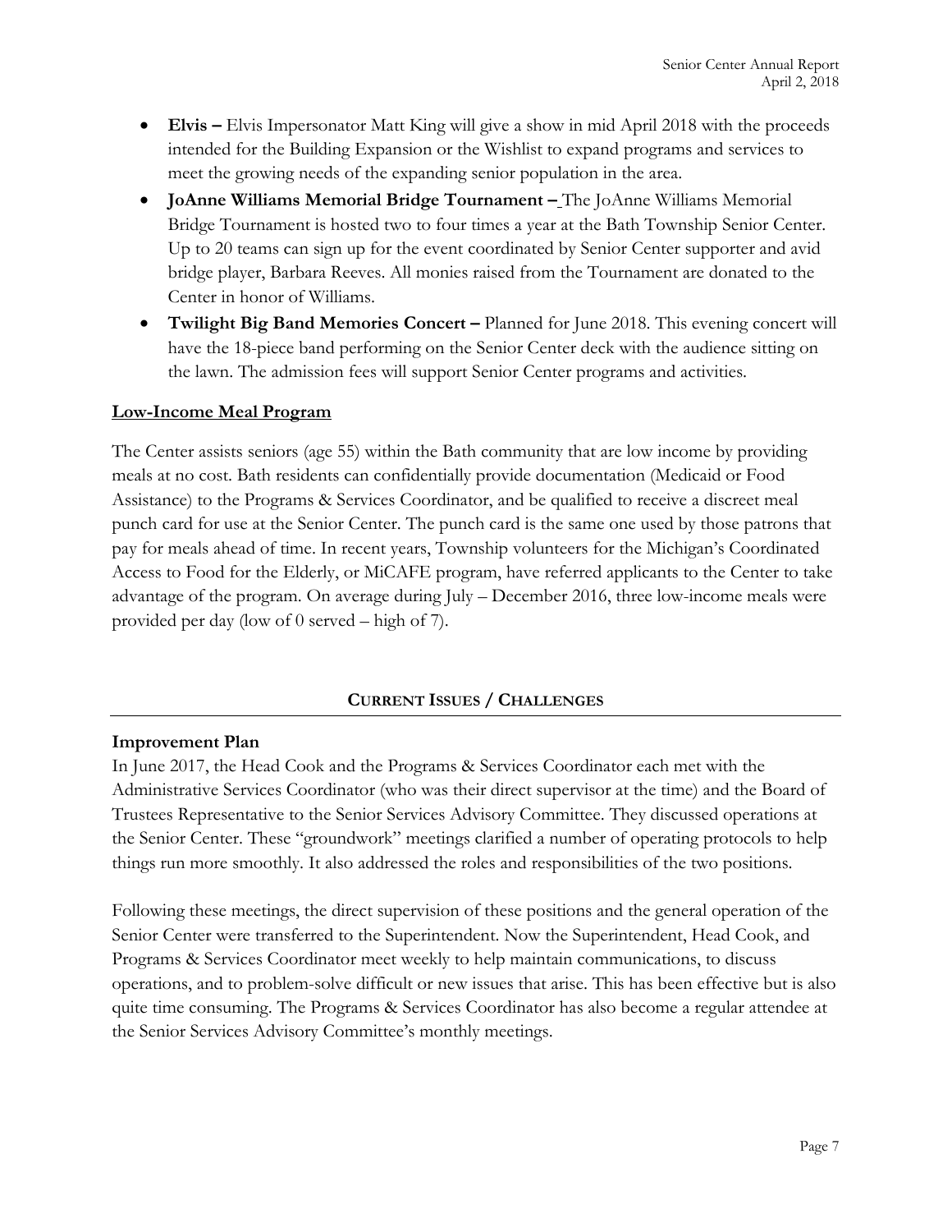- **Elvis –** Elvis Impersonator Matt King will give a show in mid April 2018 with the proceeds intended for the Building Expansion or the Wishlist to expand programs and services to meet the growing needs of the expanding senior population in the area.
- **JoAnne Williams Memorial Bridge Tournament –** The JoAnne Williams Memorial Bridge Tournament is hosted two to four times a year at the Bath Township Senior Center. Up to 20 teams can sign up for the event coordinated by Senior Center supporter and avid bridge player, Barbara Reeves. All monies raised from the Tournament are donated to the Center in honor of Williams.
- **Twilight Big Band Memories Concert –** Planned for June 2018. This evening concert will have the 18-piece band performing on the Senior Center deck with the audience sitting on the lawn. The admission fees will support Senior Center programs and activities.

## Low-Income Meal Program

The Center assists seniors (age 55) within the Bath community that are low income by providing meals at no cost. Bath residents can confidentially provide documentation (Medicaid or Food Assistance) to the Programs & Services Coordinator, and be qualified to receive a discreet meal punch card for use at the Senior Center. The punch card is the same one used by those patrons that pay for meals ahead of time. In recent years, Township volunteers for the Michigan's Coordinated Access to Food for the Elderly, or MiCAFE program, have referred applicants to the Center to take advantage of the program. On average during July – December 2016, three low-income meals were provided per day (low of 0 served – high of 7).

## CURRENT ISSUES / CHALLENGES

### Improvement Plan

In June 2017, the Head Cook and the Programs & Services Coordinator each met with the Administrative Services Coordinator (who was their direct supervisor at the time) and the Board of Trustees Representative to the Senior Services Advisory Committee. They discussed operations at the Senior Center. These "groundwork" meetings clarified a number of operating protocols to help things run more smoothly. It also addressed the roles and responsibilities of the two positions.

Following these meetings, the direct supervision of these positions and the general operation of the Senior Center were transferred to the Superintendent. Now the Superintendent, Head Cook, and Programs & Services Coordinator meet weekly to help maintain communications, to discuss operations, and to problem-solve difficult or new issues that arise. This has been effective but is also quite time consuming. The Programs & Services Coordinator has also become a regular attendee at the Senior Services Advisory Committee's monthly meetings.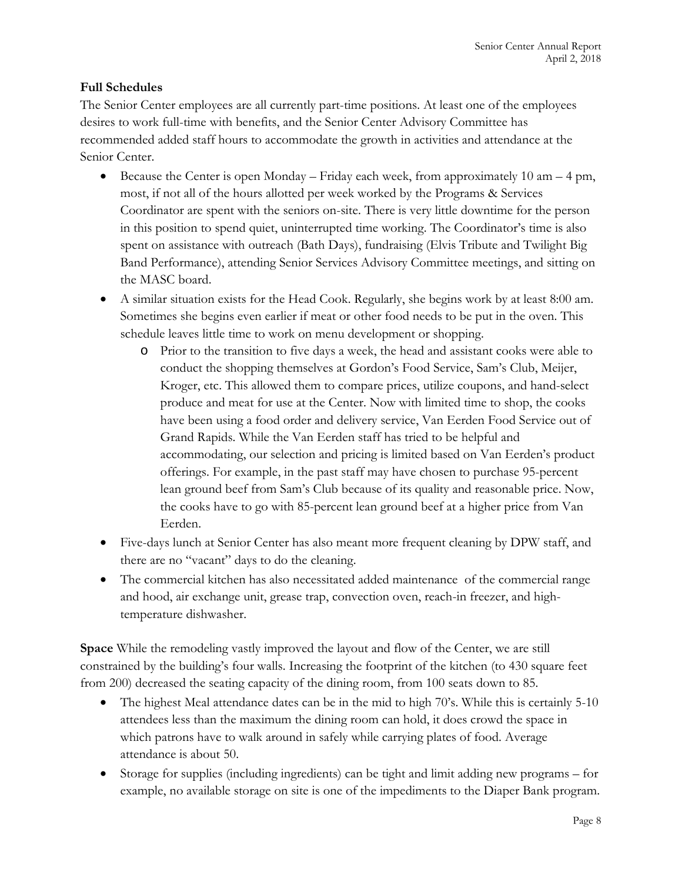**Full Schedules**

The Senior Center employees are all currently part-time positions. At least one of the employees desires to work full-time with benefits, and the Senior Center Advisory Committee has recommended added staff hours to accommodate the growth in activities and attendance at the Senior Center.

- Because the Center is open Monday – Friday each week, from approximately 10 am – 4 pm, most, if not all of the hours allotted per week worked by the Programs & Services Coordinator are spent with the seniors on-site. There is very little downtime for the person in this position to spend quiet, uninterrupted time working. The Coordinator's time is also spent on assistance with outreach (Bath Days), fundraising (Elvis Tribute and Twilight Big Band Performance), attending Senior Services Advisory Committee meetings, and sitting on the MASC board.
- A similar situation exists for the Head Cook. Regularly, she begins work by at least 8:00 am. Sometimes she begins even earlier if meat or other food needs to be put in the oven. This schedule leaves little time to work on menu development or shopping.
  - Prior to the transition to five days a week, the head and assistant cooks were able to conduct the shopping themselves at Gordon's Food Service, Sam's Club, Meijer, Kroger, etc. This allowed them to compare prices, utilize coupons, and hand-select produce and meat for use at the Center. Now with limited time to shop, the cooks have been using a food order and delivery service, Van Eerden Food Service out of Grand Rapids. While the Van Eerden staff has tried to be helpful and accommodating, our selection and pricing is limited based on Van Eerden's product offerings. For example, in the past staff may have chosen to purchase 95-percent lean ground beef from Sam's Club because of its quality and reasonable price. Now, the cooks have to go with 85-percent lean ground beef at a higher price from Van Eerden.
- Five-days lunch at Senior Center has also meant more frequent cleaning by DPW staff, and there are no "vacant" days to do the cleaning.
- The commercial kitchen has also necessitated added maintenance of the commercial range and hood, air exchange unit, grease trap, convection oven, reach-in freezer, and high-temperature dishwasher.

**Space** While the remodeling vastly improved the layout and flow of the Center, we are still constrained by the building's four walls. Increasing the footprint of the kitchen (to 430 square feet from 200) decreased the seating capacity of the dining room, from 100 seats down to 85.

- The highest Meal attendance dates can be in the mid to high 70's. While this is certainly 5-10 attendees less than the maximum the dining room can hold, it does crowd the space in which patrons have to walk around in safely while carrying plates of food. Average attendance is about 50.
- Storage for supplies (including ingredients) can be tight and limit adding new programs – for example, no available storage on site is one of the impediments to the Diaper Bank program.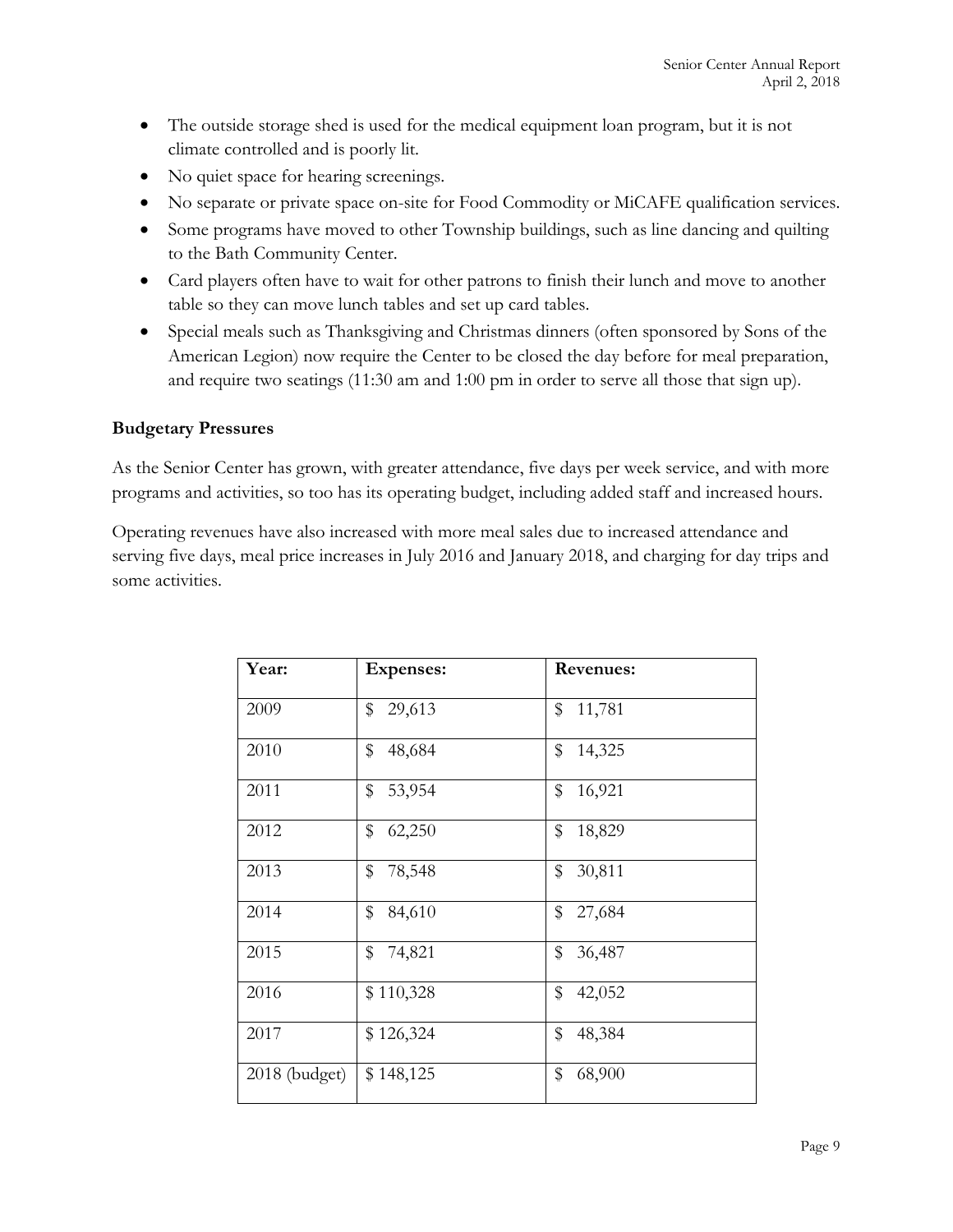- The outside storage shed is used for the medical equipment loan program, but it is not climate controlled and is poorly lit.
- No quiet space for hearing screenings.
- No separate or private space on-site for Food Commodity or MiCAFE qualification services.
- Some programs have moved to other Township buildings, such as line dancing and quilting to the Bath Community Center.
- Card players often have to wait for other patrons to finish their lunch and move to another table so they can move lunch tables and set up card tables.
- Special meals such as Thanksgiving and Christmas dinners (often sponsored by Sons of the American Legion) now require the Center to be closed the day before for meal preparation, and require two seatings (11:30 am and 1:00 pm in order to serve all those that sign up).

**Budgetary Pressures**

As the Senior Center has grown, with greater attendance, five days per week service, and with more programs and activities, so too has its operating budget, including added staff and increased hours.

Operating revenues have also increased with more meal sales due to increased attendance and serving five days, meal price increases in July 2016 and January 2018, and charging for day trips and some activities.

| Year: | Expenses: | Revenues: |
|---|---|---|
| 2009 | $ 29,613 | $ 11,781 |
| 2010 | $ 48,684 | $ 14,325 |
| 2011 | $ 53,954 | $ 16,921 |
| 2012 | $ 62,250 | $ 18,829 |
| 2013 | $ 78,548 | $ 30,811 |
| 2014 | $ 84,610 | $ 27,684 |
| 2015 | $ 74,821 | $ 36,487 |
| 2016 | $ 110,328 | $ 42,052 |
| 2017 | $ 126,324 | $ 48,384 |
| 2018 (budget) | $ 148,125 | $ 68,900 |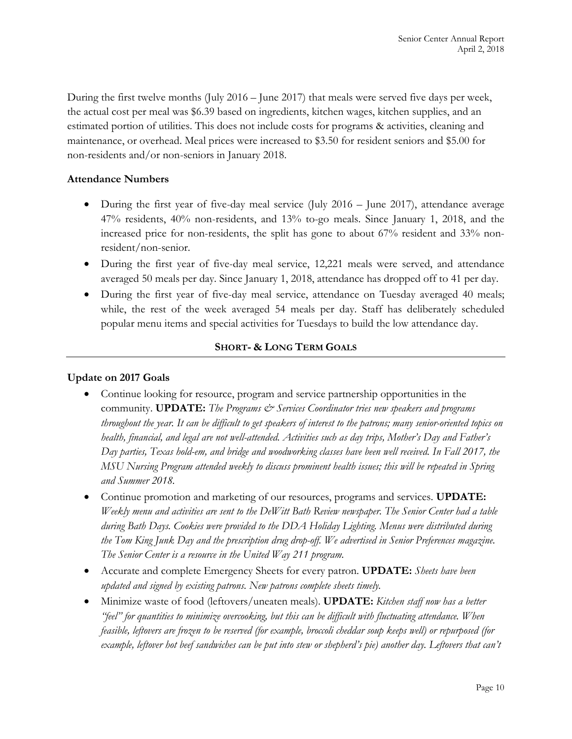During the first twelve months (July 2016 – June 2017) that meals were served five days per week, the actual cost per meal was $6.39 based on ingredients, kitchen wages, kitchen supplies, and an estimated portion of utilities. This does not include costs for programs & activities, cleaning and maintenance, or overhead. Meal prices were increased to $3.50 for resident seniors and $5.00 for non-residents and/or non-seniors in January 2018.

### Attendance Numbers

- During the first year of five-day meal service (July 2016 – June 2017), attendance average 47% residents, 40% non-residents, and 13% to-go meals. Since January 1, 2018, and the increased price for non-residents, the split has gone to about 67% resident and 33% non-resident/non-senior.
- During the first year of five-day meal service, 12,221 meals were served, and attendance averaged 50 meals per day. Since January 1, 2018, attendance has dropped off to 41 per day.
- During the first year of five-day meal service, attendance on Tuesday averaged 40 meals; while, the rest of the week averaged 54 meals per day. Staff has deliberately scheduled popular menu items and special activities for Tuesdays to build the low attendance day.

## SHORT- & LONG TERM GOALS

### Update on 2017 Goals

- Continue looking for resource, program and service partnership opportunities in the community. **UPDATE:** *The Programs & Services Coordinator tries new speakers and programs throughout the year. It can be difficult to get speakers of interest to the patrons; many senior-oriented topics on health, financial, and legal are not well-attended. Activities such as day trips, Mother's Day and Father's Day parties, Texas hold-em, and bridge and woodworking classes have been well received. In Fall 2017, the MSU Nursing Program attended weekly to discuss prominent health issues; this will be repeated in Spring and Summer 2018.*
- Continue promotion and marketing of our resources, programs and services. **UPDATE:** *Weekly menu and activities are sent to the DeWitt Bath Review newspaper. The Senior Center had a table during Bath Days. Cookies were provided to the DDA Holiday Lighting. Menus were distributed during the Tom King Junk Day and the prescription drug drop-off. We advertised in Senior Preferences magazine. The Senior Center is a resource in the United Way 211 program.*
- Accurate and complete Emergency Sheets for every patron. **UPDATE:** *Sheets have been updated and signed by existing patrons. New patrons complete sheets timely.*
- Minimize waste of food (leftovers/uneaten meals). **UPDATE:** *Kitchen staff now has a better "feel" for quantities to minimize overcooking, but this can be difficult with fluctuating attendance. When feasible, leftovers are frozen to be reserved (for example, broccoli cheddar soup keeps well) or repurposed (for example, leftover hot beef sandwiches can be put into stew or shepherd's pie) another day. Leftovers that can't*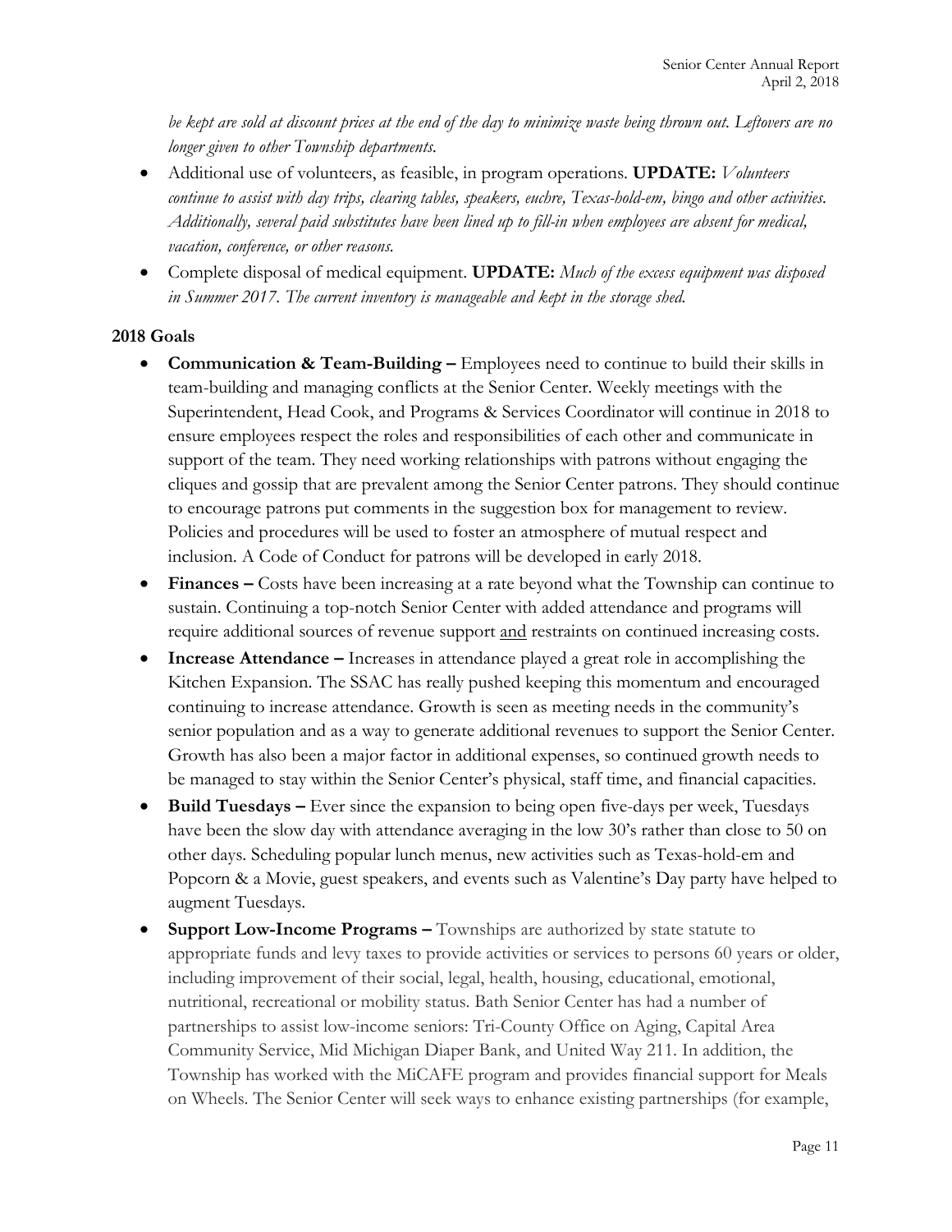*be kept are sold at discount prices at the end of the day to minimize waste being thrown out. Leftovers are no longer given to other Township departments.*

- Additional use of volunteers, as feasible, in program operations. **UPDATE:** *Volunteers continue to assist with day trips, clearing tables, speakers, euchre, Texas-hold-em, bingo and other activities. Additionally, several paid substitutes have been lined up to fill-in when employees are absent for medical, vacation, conference, or other reasons.*
- Complete disposal of medical equipment. **UPDATE:** *Much of the excess equipment was disposed in Summer 2017. The current inventory is manageable and kept in the storage shed.*

**2018 Goals**

- **Communication & Team-Building –** Employees need to continue to build their skills in team-building and managing conflicts at the Senior Center. Weekly meetings with the Superintendent, Head Cook, and Programs & Services Coordinator will continue in 2018 to ensure employees respect the roles and responsibilities of each other and communicate in support of the team. They need working relationships with patrons without engaging the cliques and gossip that are prevalent among the Senior Center patrons. They should continue to encourage patrons put comments in the suggestion box for management to review. Policies and procedures will be used to foster an atmosphere of mutual respect and inclusion. A Code of Conduct for patrons will be developed in early 2018.
- **Finances –** Costs have been increasing at a rate beyond what the Township can continue to sustain. Continuing a top-notch Senior Center with added attendance and programs will require additional sources of revenue support <u>and</u> restraints on continued increasing costs.
- **Increase Attendance –** Increases in attendance played a great role in accomplishing the Kitchen Expansion. The SSAC has really pushed keeping this momentum and encouraged continuing to increase attendance. Growth is seen as meeting needs in the community's senior population and as a way to generate additional revenues to support the Senior Center. Growth has also been a major factor in additional expenses, so continued growth needs to be managed to stay within the Senior Center's physical, staff time, and financial capacities.
- **Build Tuesdays –** Ever since the expansion to being open five-days per week, Tuesdays have been the slow day with attendance averaging in the low 30's rather than close to 50 on other days. Scheduling popular lunch menus, new activities such as Texas-hold-em and Popcorn & a Movie, guest speakers, and events such as Valentine's Day party have helped to augment Tuesdays.
- **Support Low-Income Programs –** Townships are authorized by state statute to appropriate funds and levy taxes to provide activities or services to persons 60 years or older, including improvement of their social, legal, health, housing, educational, emotional, nutritional, recreational or mobility status. Bath Senior Center has had a number of partnerships to assist low-income seniors: Tri-County Office on Aging, Capital Area Community Service, Mid Michigan Diaper Bank, and United Way 211. In addition, the Township has worked with the MiCAFE program and provides financial support for Meals on Wheels. The Senior Center will seek ways to enhance existing partnerships (for example,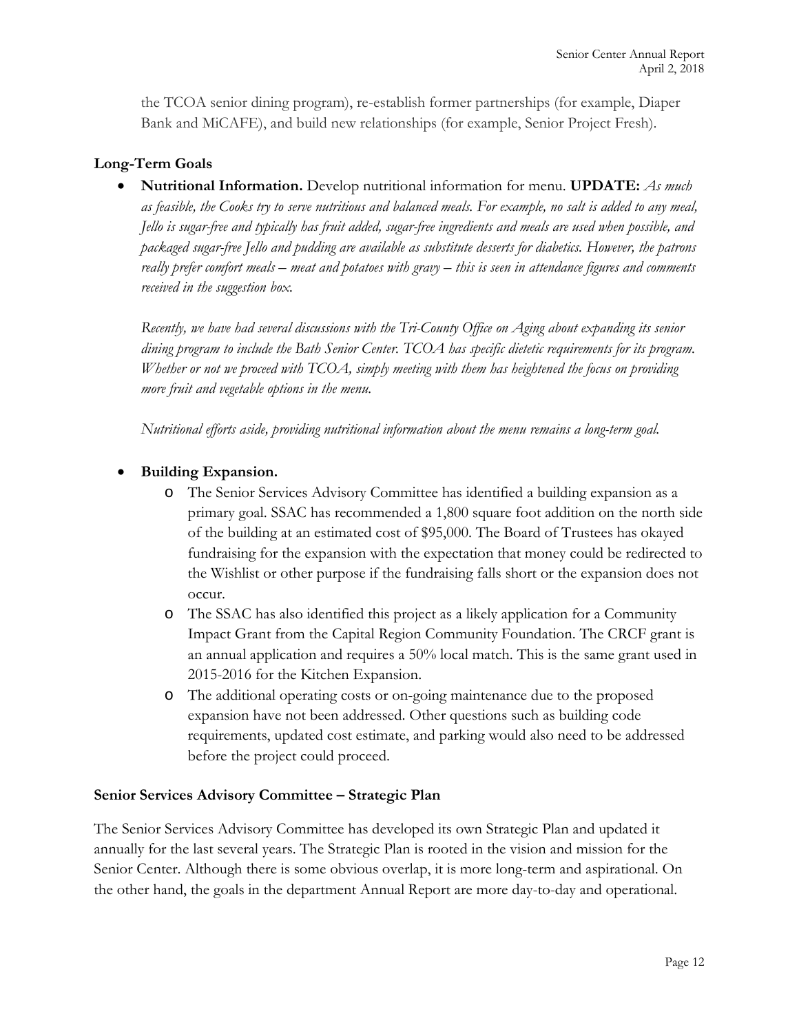the TCOA senior dining program), re-establish former partnerships (for example, Diaper Bank and MiCAFE), and build new relationships (for example, Senior Project Fresh).

### Long-Term Goals

- **Nutritional Information.** Develop nutritional information for menu. **UPDATE:** *As much as feasible, the Cooks try to serve nutritious and balanced meals. For example, no salt is added to any meal, Jello is sugar-free and typically has fruit added, sugar-free ingredients and meals are used when possible, and packaged sugar-free Jello and pudding are available as substitute desserts for diabetics. However, the patrons really prefer comfort meals – meat and potatoes with gravy – this is seen in attendance figures and comments received in the suggestion box.*

  *Recently, we have had several discussions with the Tri-County Office on Aging about expanding its senior dining program to include the Bath Senior Center. TCOA has specific dietetic requirements for its program. Whether or not we proceed with TCOA, simply meeting with them has heightened the focus on providing more fruit and vegetable options in the menu.*

  *Nutritional efforts aside, providing nutritional information about the menu remains a long-term goal.*

- **Building Expansion.**
  - The Senior Services Advisory Committee has identified a building expansion as a primary goal. SSAC has recommended a 1,800 square foot addition on the north side of the building at an estimated cost of $95,000. The Board of Trustees has okayed fundraising for the expansion with the expectation that money could be redirected to the Wishlist or other purpose if the fundraising falls short or the expansion does not occur.
  - The SSAC has also identified this project as a likely application for a Community Impact Grant from the Capital Region Community Foundation. The CRCF grant is an annual application and requires a 50% local match. This is the same grant used in 2015-2016 for the Kitchen Expansion.
  - The additional operating costs or on-going maintenance due to the proposed expansion have not been addressed. Other questions such as building code requirements, updated cost estimate, and parking would also need to be addressed before the project could proceed.

### Senior Services Advisory Committee – Strategic Plan

The Senior Services Advisory Committee has developed its own Strategic Plan and updated it annually for the last several years. The Strategic Plan is rooted in the vision and mission for the Senior Center. Although there is some obvious overlap, it is more long-term and aspirational. On the other hand, the goals in the department Annual Report are more day-to-day and operational.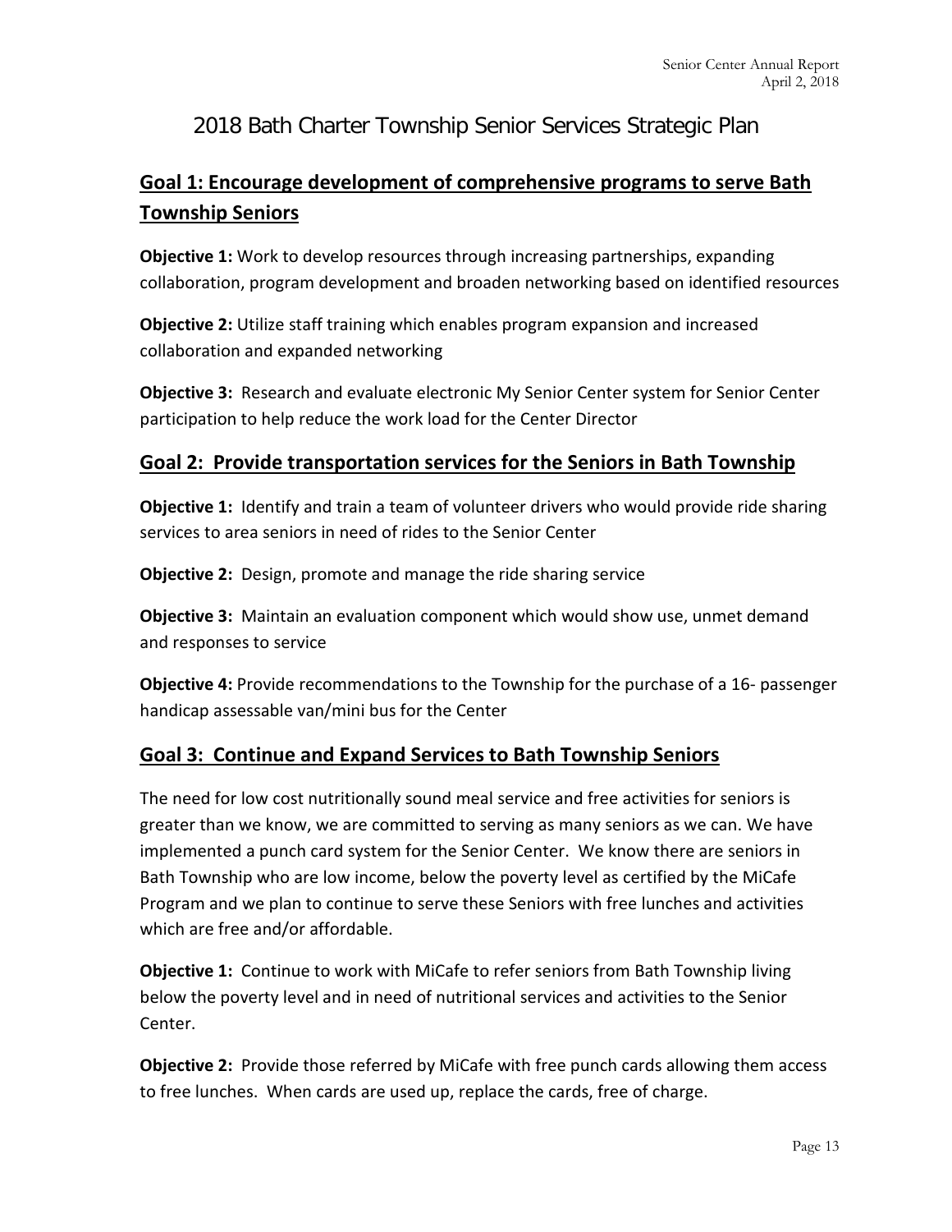# 2018 Bath Charter Township Senior Services Strategic Plan

## Goal 1: Encourage development of comprehensive programs to serve Bath Township Seniors

**Objective 1:** Work to develop resources through increasing partnerships, expanding collaboration, program development and broaden networking based on identified resources

**Objective 2:** Utilize staff training which enables program expansion and increased collaboration and expanded networking

**Objective 3:** Research and evaluate electronic My Senior Center system for Senior Center participation to help reduce the work load for the Center Director

## Goal 2: Provide transportation services for the Seniors in Bath Township

**Objective 1:** Identify and train a team of volunteer drivers who would provide ride sharing services to area seniors in need of rides to the Senior Center

**Objective 2:** Design, promote and manage the ride sharing service

**Objective 3:** Maintain an evaluation component which would show use, unmet demand and responses to service

**Objective 4:** Provide recommendations to the Township for the purchase of a 16- passenger handicap assessable van/mini bus for the Center

## Goal 3: Continue and Expand Services to Bath Township Seniors

The need for low cost nutritionally sound meal service and free activities for seniors is greater than we know, we are committed to serving as many seniors as we can. We have implemented a punch card system for the Senior Center. We know there are seniors in Bath Township who are low income, below the poverty level as certified by the MiCafe Program and we plan to continue to serve these Seniors with free lunches and activities which are free and/or affordable.

**Objective 1:** Continue to work with MiCafe to refer seniors from Bath Township living below the poverty level and in need of nutritional services and activities to the Senior Center.

**Objective 2:** Provide those referred by MiCafe with free punch cards allowing them access to free lunches. When cards are used up, replace the cards, free of charge.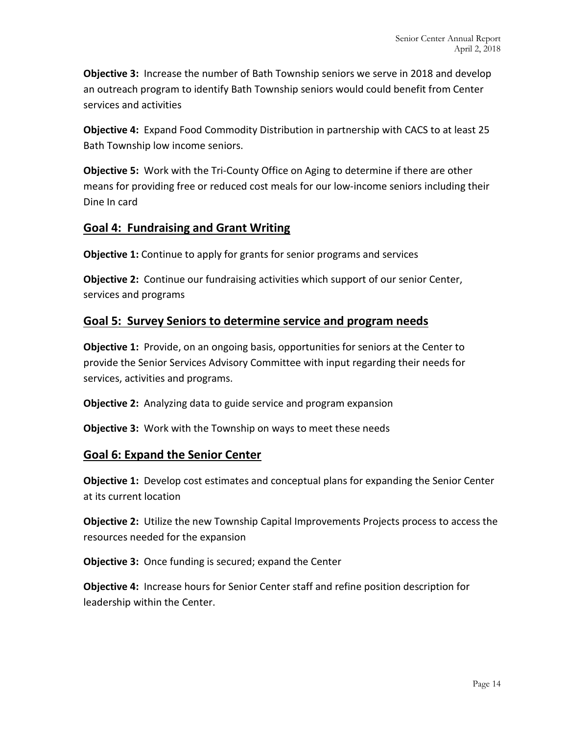**Objective 3:** Increase the number of Bath Township seniors we serve in 2018 and develop an outreach program to identify Bath Township seniors would could benefit from Center services and activities

**Objective 4:** Expand Food Commodity Distribution in partnership with CACS to at least 25 Bath Township low income seniors.

**Objective 5:** Work with the Tri-County Office on Aging to determine if there are other means for providing free or reduced cost meals for our low-income seniors including their Dine In card

## Goal 4: Fundraising and Grant Writing

**Objective 1:** Continue to apply for grants for senior programs and services

**Objective 2:** Continue our fundraising activities which support of our senior Center, services and programs

## Goal 5: Survey Seniors to determine service and program needs

**Objective 1:** Provide, on an ongoing basis, opportunities for seniors at the Center to provide the Senior Services Advisory Committee with input regarding their needs for services, activities and programs.

**Objective 2:** Analyzing data to guide service and program expansion

**Objective 3:** Work with the Township on ways to meet these needs

## Goal 6: Expand the Senior Center

**Objective 1:** Develop cost estimates and conceptual plans for expanding the Senior Center at its current location

**Objective 2:** Utilize the new Township Capital Improvements Projects process to access the resources needed for the expansion

**Objective 3:** Once funding is secured; expand the Center

**Objective 4:** Increase hours for Senior Center staff and refine position description for leadership within the Center.